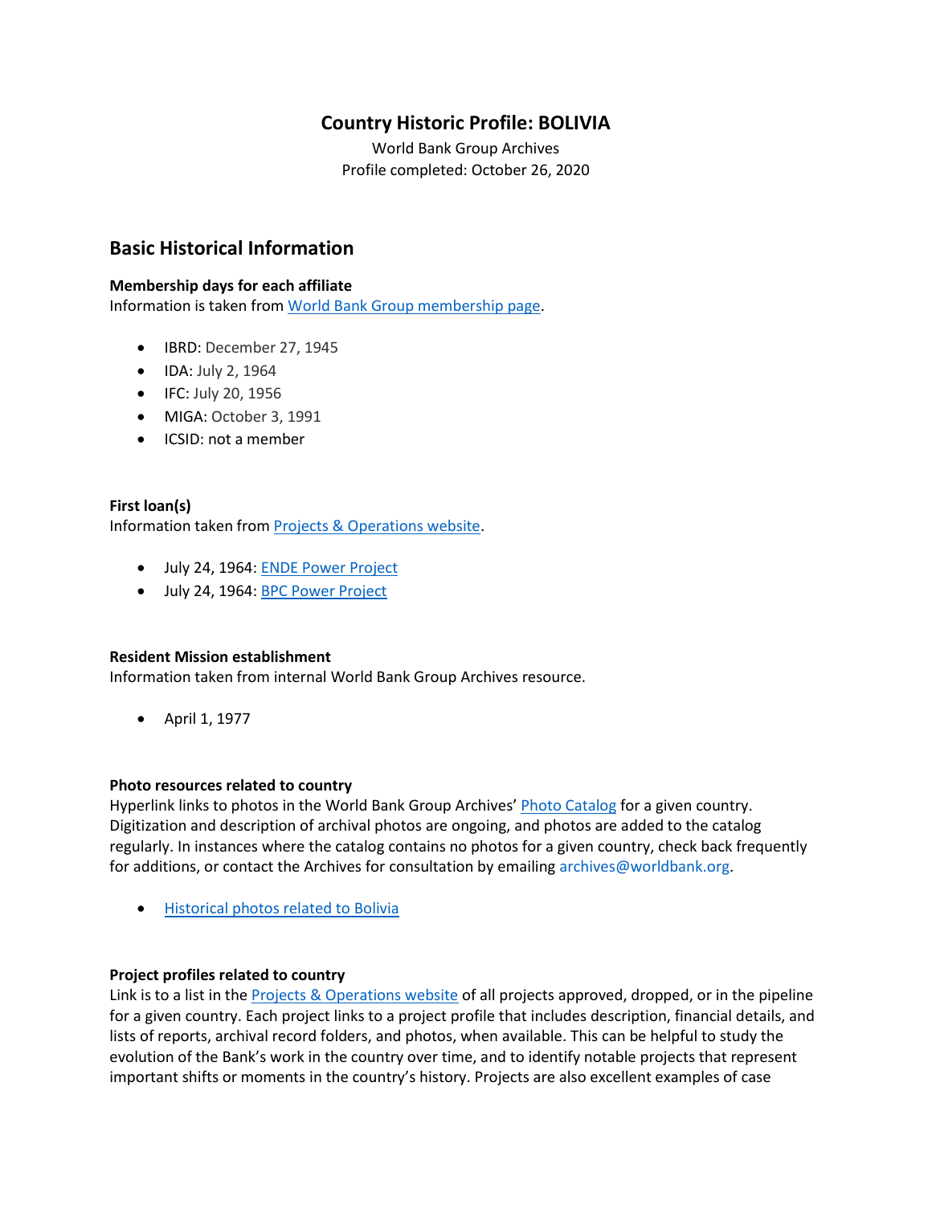# Country Historic Profile: BOLIVIA

World Bank Group Archives
Profile completed: October 26, 2020

## Basic Historical Information

**Membership days for each affiliate**
Information is taken from World Bank Group membership page.

- IBRD: December 27, 1945
- IDA: July 2, 1964
- IFC: July 20, 1956
- MIGA: October 3, 1991
- ICSID: not a member

**First loan(s)**
Information taken from Projects & Operations website.

- July 24, 1964: ENDE Power Project
- July 24, 1964: BPC Power Project

**Resident Mission establishment**
Information taken from internal World Bank Group Archives resource.

- April 1, 1977

**Photo resources related to country**
Hyperlink links to photos in the World Bank Group Archives' Photo Catalog for a given country. Digitization and description of archival photos are ongoing, and photos are added to the catalog regularly. In instances where the catalog contains no photos for a given country, check back frequently for additions, or contact the Archives for consultation by emailing archives@worldbank.org.

- Historical photos related to Bolivia

**Project profiles related to country**
Link is to a list in the Projects & Operations website of all projects approved, dropped, or in the pipeline for a given country. Each project links to a project profile that includes description, financial details, and lists of reports, archival record folders, and photos, when available. This can be helpful to study the evolution of the Bank's work in the country over time, and to identify notable projects that represent important shifts or moments in the country's history. Projects are also excellent examples of case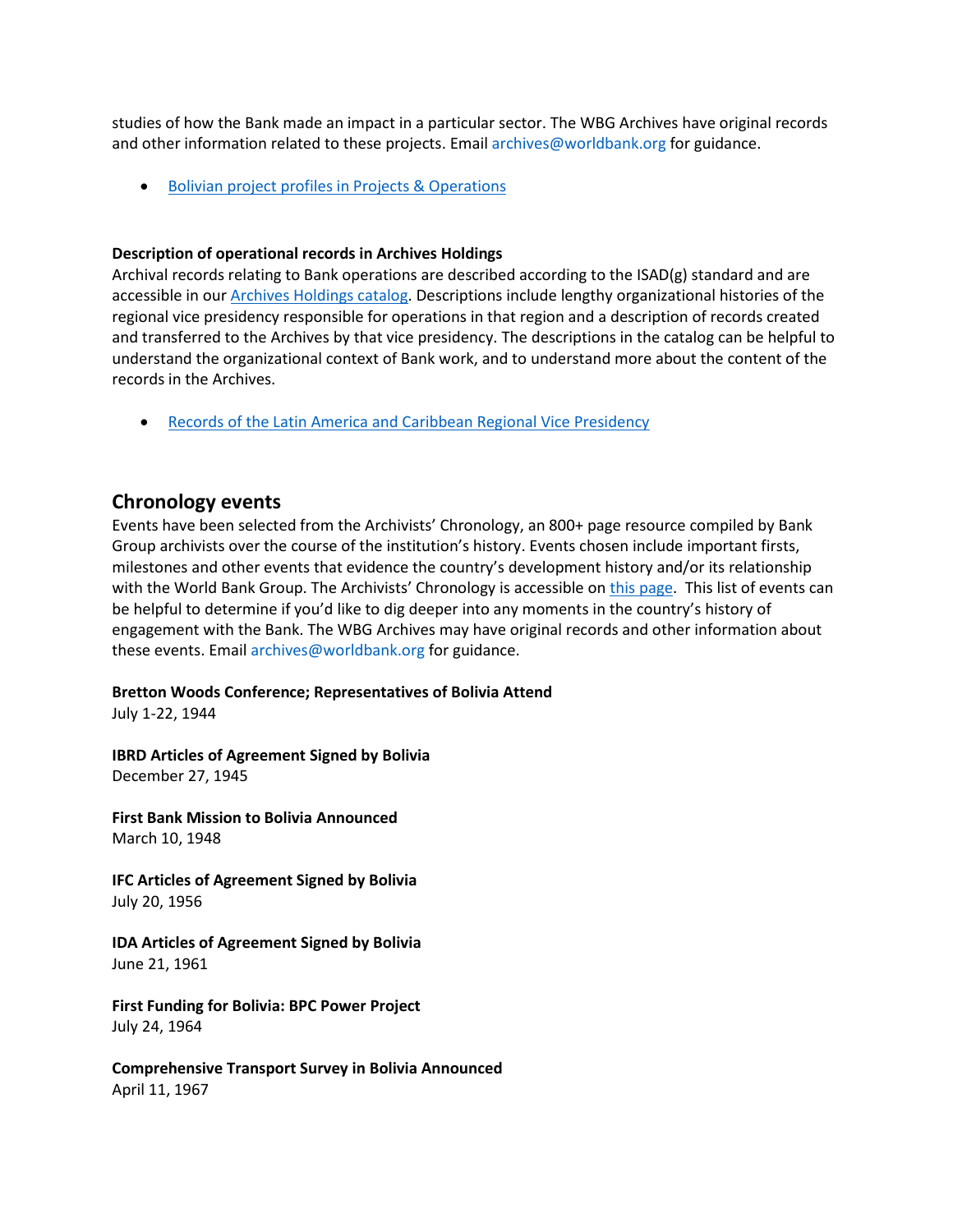studies of how the Bank made an impact in a particular sector. The WBG Archives have original records and other information related to these projects. Email archives@worldbank.org for guidance.

- Bolivian project profiles in Projects & Operations

**Description of operational records in Archives Holdings**
Archival records relating to Bank operations are described according to the ISAD(g) standard and are accessible in our Archives Holdings catalog. Descriptions include lengthy organizational histories of the regional vice presidency responsible for operations in that region and a description of records created and transferred to the Archives by that vice presidency. The descriptions in the catalog can be helpful to understand the organizational context of Bank work, and to understand more about the content of the records in the Archives.

- Records of the Latin America and Caribbean Regional Vice Presidency

## Chronology events

Events have been selected from the Archivists' Chronology, an 800+ page resource compiled by Bank Group archivists over the course of the institution's history. Events chosen include important firsts, milestones and other events that evidence the country's development history and/or its relationship with the World Bank Group. The Archivists' Chronology is accessible on this page. This list of events can be helpful to determine if you'd like to dig deeper into any moments in the country's history of engagement with the Bank. The WBG Archives may have original records and other information about these events. Email archives@worldbank.org for guidance.

**Bretton Woods Conference; Representatives of Bolivia Attend**
July 1-22, 1944

**IBRD Articles of Agreement Signed by Bolivia**
December 27, 1945

**First Bank Mission to Bolivia Announced**
March 10, 1948

**IFC Articles of Agreement Signed by Bolivia**
July 20, 1956

**IDA Articles of Agreement Signed by Bolivia**
June 21, 1961

**First Funding for Bolivia: BPC Power Project**
July 24, 1964

**Comprehensive Transport Survey in Bolivia Announced**
April 11, 1967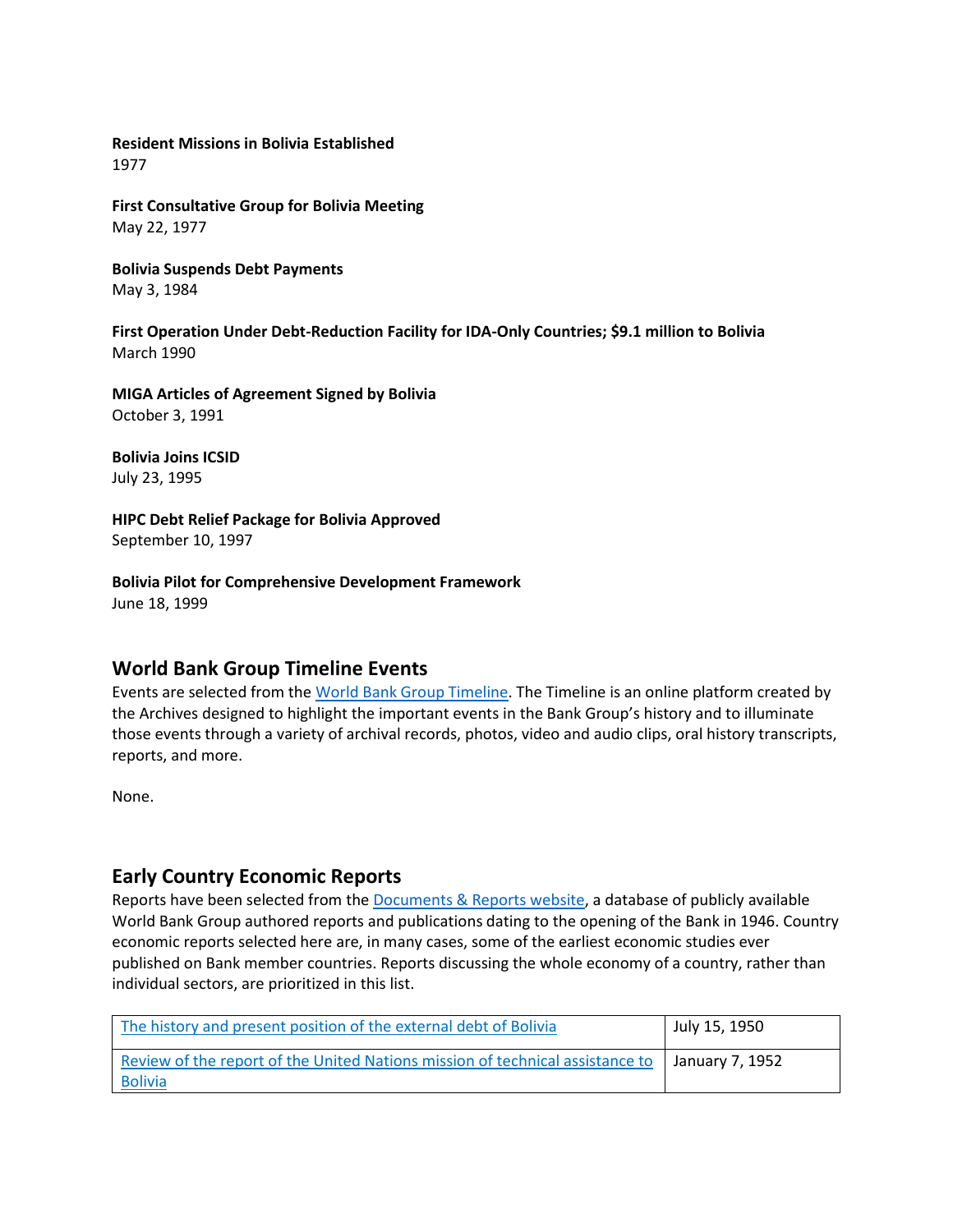**Resident Missions in Bolivia Established**
1977

**First Consultative Group for Bolivia Meeting**
May 22, 1977

**Bolivia Suspends Debt Payments**
May 3, 1984

**First Operation Under Debt-Reduction Facility for IDA-Only Countries; $9.1 million to Bolivia**
March 1990

**MIGA Articles of Agreement Signed by Bolivia**
October 3, 1991

**Bolivia Joins ICSID**
July 23, 1995

**HIPC Debt Relief Package for Bolivia Approved**
September 10, 1997

**Bolivia Pilot for Comprehensive Development Framework**
June 18, 1999

## World Bank Group Timeline Events

Events are selected from the World Bank Group Timeline. The Timeline is an online platform created by the Archives designed to highlight the important events in the Bank Group's history and to illuminate those events through a variety of archival records, photos, video and audio clips, oral history transcripts, reports, and more.

None.

## Early Country Economic Reports

Reports have been selected from the Documents & Reports website, a database of publicly available World Bank Group authored reports and publications dating to the opening of the Bank in 1946. Country economic reports selected here are, in many cases, some of the earliest economic studies ever published on Bank member countries. Reports discussing the whole economy of a country, rather than individual sectors, are prioritized in this list.

| Report | Date |
|---|---|
| The history and present position of the external debt of Bolivia | July 15, 1950 |
| Review of the report of the United Nations mission of technical assistance to Bolivia | January 7, 1952 |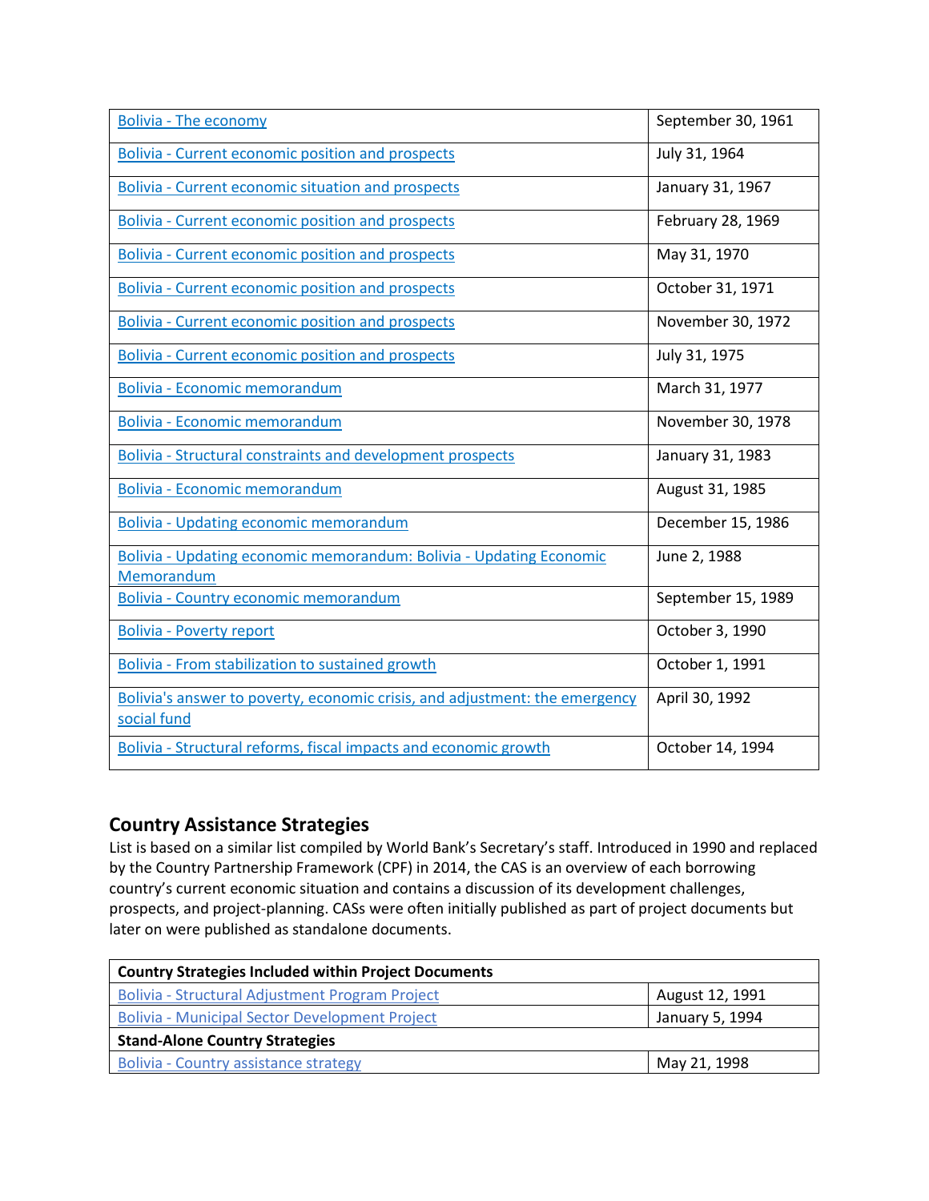| | |
|---|---|
| Bolivia - The economy | September 30, 1961 |
| Bolivia - Current economic position and prospects | July 31, 1964 |
| Bolivia - Current economic situation and prospects | January 31, 1967 |
| Bolivia - Current economic position and prospects | February 28, 1969 |
| Bolivia - Current economic position and prospects | May 31, 1970 |
| Bolivia - Current economic position and prospects | October 31, 1971 |
| Bolivia - Current economic position and prospects | November 30, 1972 |
| Bolivia - Current economic position and prospects | July 31, 1975 |
| Bolivia - Economic memorandum | March 31, 1977 |
| Bolivia - Economic memorandum | November 30, 1978 |
| Bolivia - Structural constraints and development prospects | January 31, 1983 |
| Bolivia - Economic memorandum | August 31, 1985 |
| Bolivia - Updating economic memorandum | December 15, 1986 |
| Bolivia - Updating economic memorandum: Bolivia - Updating Economic Memorandum | June 2, 1988 |
| Bolivia - Country economic memorandum | September 15, 1989 |
| Bolivia - Poverty report | October 3, 1990 |
| Bolivia - From stabilization to sustained growth | October 1, 1991 |
| Bolivia's answer to poverty, economic crisis, and adjustment: the emergency social fund | April 30, 1992 |
| Bolivia - Structural reforms, fiscal impacts and economic growth | October 14, 1994 |

## Country Assistance Strategies

List is based on a similar list compiled by World Bank's Secretary's staff. Introduced in 1990 and replaced by the Country Partnership Framework (CPF) in 2014, the CAS is an overview of each borrowing country's current economic situation and contains a discussion of its development challenges, prospects, and project-planning. CASs were often initially published as part of project documents but later on were published as standalone documents.

| **Country Strategies Included within Project Documents** | |
|---|---|
| Bolivia - Structural Adjustment Program Project | August 12, 1991 |
| Bolivia - Municipal Sector Development Project | January 5, 1994 |
| **Stand-Alone Country Strategies** | |
| Bolivia - Country assistance strategy | May 21, 1998 |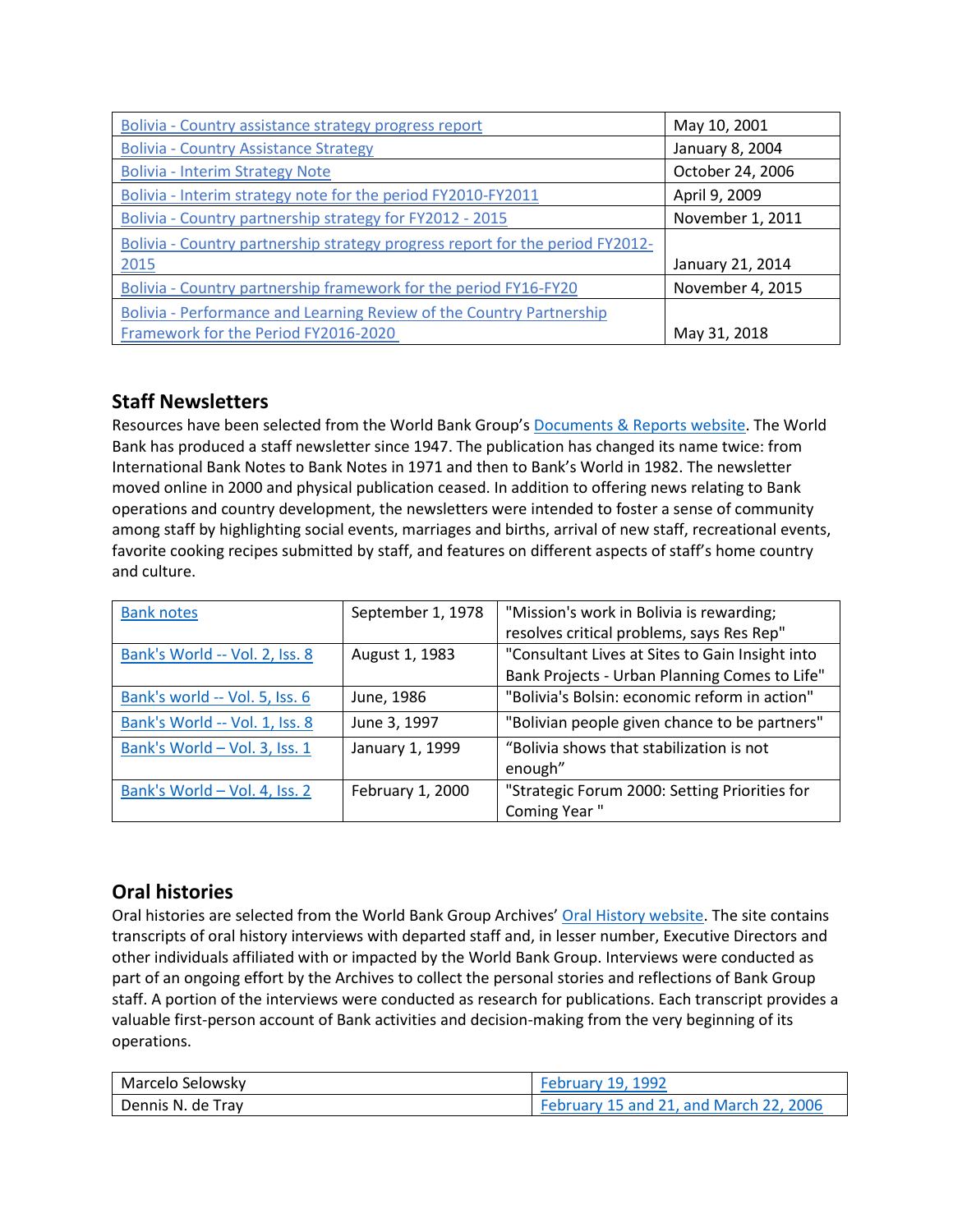| Bolivia - Country assistance strategy progress report | May 10, 2001 |
|---|---|
| Bolivia - Country Assistance Strategy | January 8, 2004 |
| Bolivia - Interim Strategy Note | October 24, 2006 |
| Bolivia - Interim strategy note for the period FY2010-FY2011 | April 9, 2009 |
| Bolivia - Country partnership strategy for FY2012 - 2015 | November 1, 2011 |
| Bolivia - Country partnership strategy progress report for the period FY2012-2015 | January 21, 2014 |
| Bolivia - Country partnership framework for the period FY16-FY20 | November 4, 2015 |
| Bolivia - Performance and Learning Review of the Country Partnership Framework for the Period FY2016-2020 | May 31, 2018 |

## Staff Newsletters

Resources have been selected from the World Bank Group's Documents & Reports website. The World Bank has produced a staff newsletter since 1947. The publication has changed its name twice: from International Bank Notes to Bank Notes in 1971 and then to Bank's World in 1982. The newsletter moved online in 2000 and physical publication ceased. In addition to offering news relating to Bank operations and country development, the newsletters were intended to foster a sense of community among staff by highlighting social events, marriages and births, arrival of new staff, recreational events, favorite cooking recipes submitted by staff, and features on different aspects of staff's home country and culture.

| Bank notes | September 1, 1978 | "Mission's work in Bolivia is rewarding; resolves critical problems, says Res Rep" |
|---|---|---|
| Bank's World -- Vol. 2, Iss. 8 | August 1, 1983 | "Consultant Lives at Sites to Gain Insight into Bank Projects - Urban Planning Comes to Life" |
| Bank's world -- Vol. 5, Iss. 6 | June, 1986 | "Bolivia's Bolsin: economic reform in action" |
| Bank's World -- Vol. 1, Iss. 8 | June 3, 1997 | "Bolivian people given chance to be partners" |
| Bank's World – Vol. 3, Iss. 1 | January 1, 1999 | "Bolivia shows that stabilization is not enough" |
| Bank's World – Vol. 4, Iss. 2 | February 1, 2000 | "Strategic Forum 2000: Setting Priorities for Coming Year " |

## Oral histories

Oral histories are selected from the World Bank Group Archives' Oral History website. The site contains transcripts of oral history interviews with departed staff and, in lesser number, Executive Directors and other individuals affiliated with or impacted by the World Bank Group. Interviews were conducted as part of an ongoing effort by the Archives to collect the personal stories and reflections of Bank Group staff. A portion of the interviews were conducted as research for publications. Each transcript provides a valuable first-person account of Bank activities and decision-making from the very beginning of its operations.

| Marcelo Selowsky | February 19, 1992 |
|---|---|
| Dennis N. de Tray | February 15 and 21, and March 22, 2006 |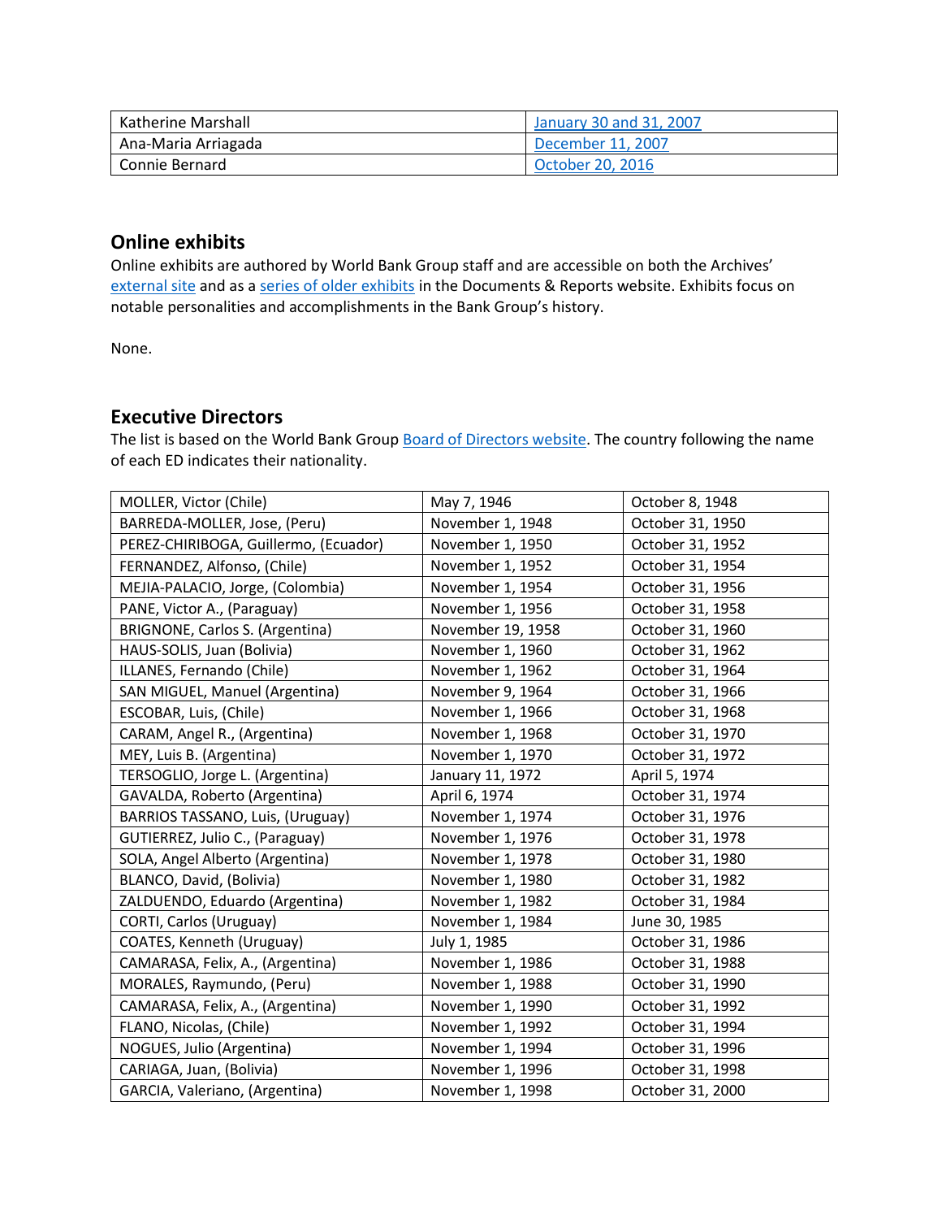| Katherine Marshall | [January 30 and 31, 2007]() |
| --- | --- |
| Ana-Maria Arriagada | [December 11, 2007]() |
| Connie Bernard | [October 20, 2016]() |

## Online exhibits

Online exhibits are authored by World Bank Group staff and are accessible on both the Archives' [external site]() and as a [series of older exhibits]() in the Documents & Reports website. Exhibits focus on notable personalities and accomplishments in the Bank Group's history.

None.

## Executive Directors

The list is based on the World Bank Group [Board of Directors website](). The country following the name of each ED indicates their nationality.

| MOLLER, Victor (Chile) | May 7, 1946 | October 8, 1948 |
| --- | --- | --- |
| BARREDA-MOLLER, Jose, (Peru) | November 1, 1948 | October 31, 1950 |
| PEREZ-CHIRIBOGA, Guillermo, (Ecuador) | November 1, 1950 | October 31, 1952 |
| FERNANDEZ, Alfonso, (Chile) | November 1, 1952 | October 31, 1954 |
| MEJIA-PALACIO, Jorge, (Colombia) | November 1, 1954 | October 31, 1956 |
| PANE, Victor A., (Paraguay) | November 1, 1956 | October 31, 1958 |
| BRIGNONE, Carlos S. (Argentina) | November 19, 1958 | October 31, 1960 |
| HAUS-SOLIS, Juan (Bolivia) | November 1, 1960 | October 31, 1962 |
| ILLANES, Fernando (Chile) | November 1, 1962 | October 31, 1964 |
| SAN MIGUEL, Manuel (Argentina) | November 9, 1964 | October 31, 1966 |
| ESCOBAR, Luis, (Chile) | November 1, 1966 | October 31, 1968 |
| CARAM, Angel R., (Argentina) | November 1, 1968 | October 31, 1970 |
| MEY, Luis B. (Argentina) | November 1, 1970 | October 31, 1972 |
| TERSOGLIO, Jorge L. (Argentina) | January 11, 1972 | April 5, 1974 |
| GAVALDA, Roberto (Argentina) | April 6, 1974 | October 31, 1974 |
| BARRIOS TASSANO, Luis, (Uruguay) | November 1, 1974 | October 31, 1976 |
| GUTIERREZ, Julio C., (Paraguay) | November 1, 1976 | October 31, 1978 |
| SOLA, Angel Alberto (Argentina) | November 1, 1978 | October 31, 1980 |
| BLANCO, David, (Bolivia) | November 1, 1980 | October 31, 1982 |
| ZALDUENDO, Eduardo (Argentina) | November 1, 1982 | October 31, 1984 |
| CORTI, Carlos (Uruguay) | November 1, 1984 | June 30, 1985 |
| COATES, Kenneth (Uruguay) | July 1, 1985 | October 31, 1986 |
| CAMARASA, Felix, A., (Argentina) | November 1, 1986 | October 31, 1988 |
| MORALES, Raymundo, (Peru) | November 1, 1988 | October 31, 1990 |
| CAMARASA, Felix, A., (Argentina) | November 1, 1990 | October 31, 1992 |
| FLANO, Nicolas, (Chile) | November 1, 1992 | October 31, 1994 |
| NOGUES, Julio (Argentina) | November 1, 1994 | October 31, 1996 |
| CARIAGA, Juan, (Bolivia) | November 1, 1996 | October 31, 1998 |
| GARCIA, Valeriano, (Argentina) | November 1, 1998 | October 31, 2000 |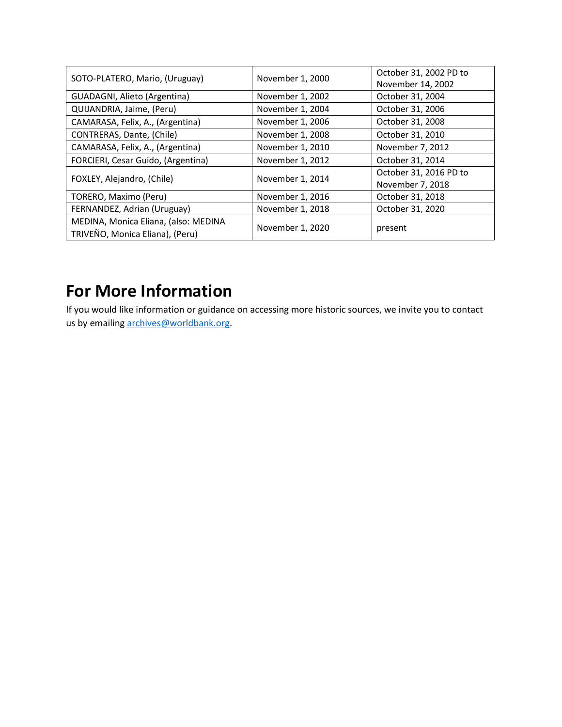| | | |
|---|---|---|
| SOTO-PLATERO, Mario, (Uruguay) | November 1, 2000 | October 31, 2002 PD to November 14, 2002 |
| GUADAGNI, Alieto (Argentina) | November 1, 2002 | October 31, 2004 |
| QUIJANDRIA, Jaime, (Peru) | November 1, 2004 | October 31, 2006 |
| CAMARASA, Felix, A., (Argentina) | November 1, 2006 | October 31, 2008 |
| CONTRERAS, Dante, (Chile) | November 1, 2008 | October 31, 2010 |
| CAMARASA, Felix, A., (Argentina) | November 1, 2010 | November 7, 2012 |
| FORCIERI, Cesar Guido, (Argentina) | November 1, 2012 | October 31, 2014 |
| FOXLEY, Alejandro, (Chile) | November 1, 2014 | October 31, 2016 PD to November 7, 2018 |
| TORERO, Maximo (Peru) | November 1, 2016 | October 31, 2018 |
| FERNANDEZ, Adrian (Uruguay) | November 1, 2018 | October 31, 2020 |
| MEDINA, Monica Eliana, (also: MEDINA TRIVEÑO, Monica Eliana), (Peru) | November 1, 2020 | present |

# For More Information

If you would like information or guidance on accessing more historic sources, we invite you to contact us by emailing archives@worldbank.org.